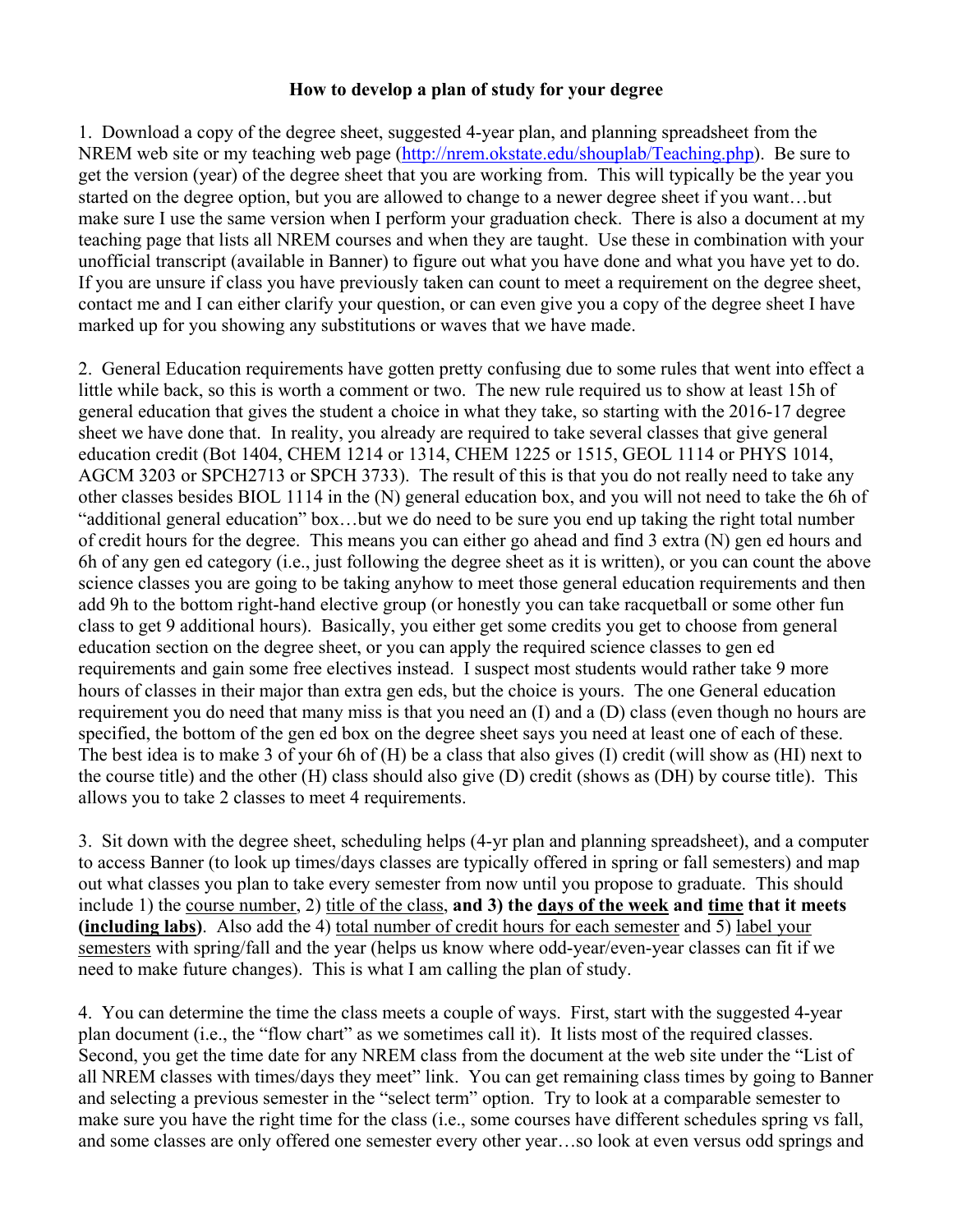**How to develop a plan of study for your degree**

1. Download a copy of the degree sheet, suggested 4-year plan, and planning spreadsheet from the NREM web site or my teaching web page (http://nrem.okstate.edu/shouplab/Teaching.php). Be sure to get the version (year) of the degree sheet that you are working from. This will typically be the year you started on the degree option, but you are allowed to change to a newer degree sheet if you want…but make sure I use the same version when I perform your graduation check. There is also a document at my teaching page that lists all NREM courses and when they are taught. Use these in combination with your unofficial transcript (available in Banner) to figure out what you have done and what you have yet to do. If you are unsure if class you have previously taken can count to meet a requirement on the degree sheet, contact me and I can either clarify your question, or can even give you a copy of the degree sheet I have marked up for you showing any substitutions or waves that we have made.

2. General Education requirements have gotten pretty confusing due to some rules that went into effect a little while back, so this is worth a comment or two. The new rule required us to show at least 15h of general education that gives the student a choice in what they take, so starting with the 2016-17 degree sheet we have done that. In reality, you already are required to take several classes that give general education credit (Bot 1404, CHEM 1214 or 1314, CHEM 1225 or 1515, GEOL 1114 or PHYS 1014, AGCM 3203 or SPCH2713 or SPCH 3733). The result of this is that you do not really need to take any other classes besides BIOL 1114 in the (N) general education box, and you will not need to take the 6h of "additional general education" box…but we do need to be sure you end up taking the right total number of credit hours for the degree. This means you can either go ahead and find 3 extra (N) gen ed hours and 6h of any gen ed category (i.e., just following the degree sheet as it is written), or you can count the above science classes you are going to be taking anyhow to meet those general education requirements and then add 9h to the bottom right-hand elective group (or honestly you can take racquetball or some other fun class to get 9 additional hours). Basically, you either get some credits you get to choose from general education section on the degree sheet, or you can apply the required science classes to gen ed requirements and gain some free electives instead. I suspect most students would rather take 9 more hours of classes in their major than extra gen eds, but the choice is yours. The one General education requirement you do need that many miss is that you need an (I) and a (D) class (even though no hours are specified, the bottom of the gen ed box on the degree sheet says you need at least one of each of these. The best idea is to make 3 of your 6h of (H) be a class that also gives (I) credit (will show as (HI) next to the course title) and the other (H) class should also give (D) credit (shows as (DH) by course title). This allows you to take 2 classes to meet 4 requirements.

3. Sit down with the degree sheet, scheduling helps (4-yr plan and planning spreadsheet), and a computer to access Banner (to look up times/days classes are typically offered in spring or fall semesters) and map out what classes you plan to take every semester from now until you propose to graduate. This should include 1) the <u>course number</u>, 2) <u>title of the class</u>, **and 3) the <u>days of the week</u> and <u>time</u> that it meets (<u>including labs</u>)**. Also add the 4) <u>total number of credit hours for each semester</u> and 5) <u>label your semesters</u> with spring/fall and the year (helps us know where odd-year/even-year classes can fit if we need to make future changes). This is what I am calling the plan of study.

4. You can determine the time the class meets a couple of ways. First, start with the suggested 4-year plan document (i.e., the "flow chart" as we sometimes call it). It lists most of the required classes. Second, you get the time date for any NREM class from the document at the web site under the "List of all NREM classes with times/days they meet" link. You can get remaining class times by going to Banner and selecting a previous semester in the "select term" option. Try to look at a comparable semester to make sure you have the right time for the class (i.e., some courses have different schedules spring vs fall, and some classes are only offered one semester every other year…so look at even versus odd springs and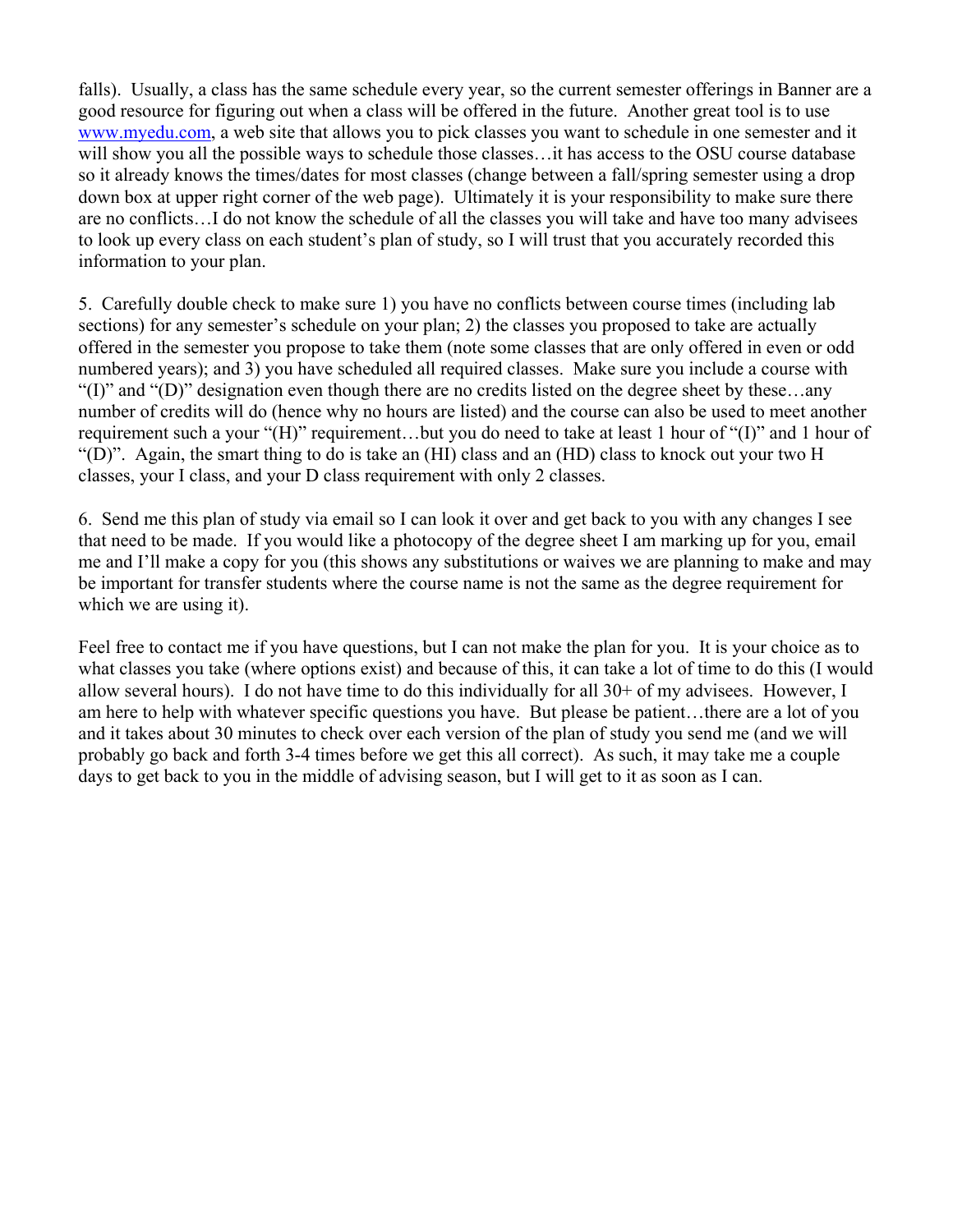falls). Usually, a class has the same schedule every year, so the current semester offerings in Banner are a good resource for figuring out when a class will be offered in the future. Another great tool is to use www.myedu.com, a web site that allows you to pick classes you want to schedule in one semester and it will show you all the possible ways to schedule those classes…it has access to the OSU course database so it already knows the times/dates for most classes (change between a fall/spring semester using a drop down box at upper right corner of the web page). Ultimately it is your responsibility to make sure there are no conflicts…I do not know the schedule of all the classes you will take and have too many advisees to look up every class on each student's plan of study, so I will trust that you accurately recorded this information to your plan.

5. Carefully double check to make sure 1) you have no conflicts between course times (including lab sections) for any semester's schedule on your plan; 2) the classes you proposed to take are actually offered in the semester you propose to take them (note some classes that are only offered in even or odd numbered years); and 3) you have scheduled all required classes. Make sure you include a course with "(I)" and "(D)" designation even though there are no credits listed on the degree sheet by these…any number of credits will do (hence why no hours are listed) and the course can also be used to meet another requirement such a your "(H)" requirement…but you do need to take at least 1 hour of "(I)" and 1 hour of "(D)". Again, the smart thing to do is take an (HI) class and an (HD) class to knock out your two H classes, your I class, and your D class requirement with only 2 classes.

6. Send me this plan of study via email so I can look it over and get back to you with any changes I see that need to be made. If you would like a photocopy of the degree sheet I am marking up for you, email me and I'll make a copy for you (this shows any substitutions or waives we are planning to make and may be important for transfer students where the course name is not the same as the degree requirement for which we are using it).

Feel free to contact me if you have questions, but I can not make the plan for you. It is your choice as to what classes you take (where options exist) and because of this, it can take a lot of time to do this (I would allow several hours). I do not have time to do this individually for all 30+ of my advisees. However, I am here to help with whatever specific questions you have. But please be patient…there are a lot of you and it takes about 30 minutes to check over each version of the plan of study you send me (and we will probably go back and forth 3-4 times before we get this all correct). As such, it may take me a couple days to get back to you in the middle of advising season, but I will get to it as soon as I can.